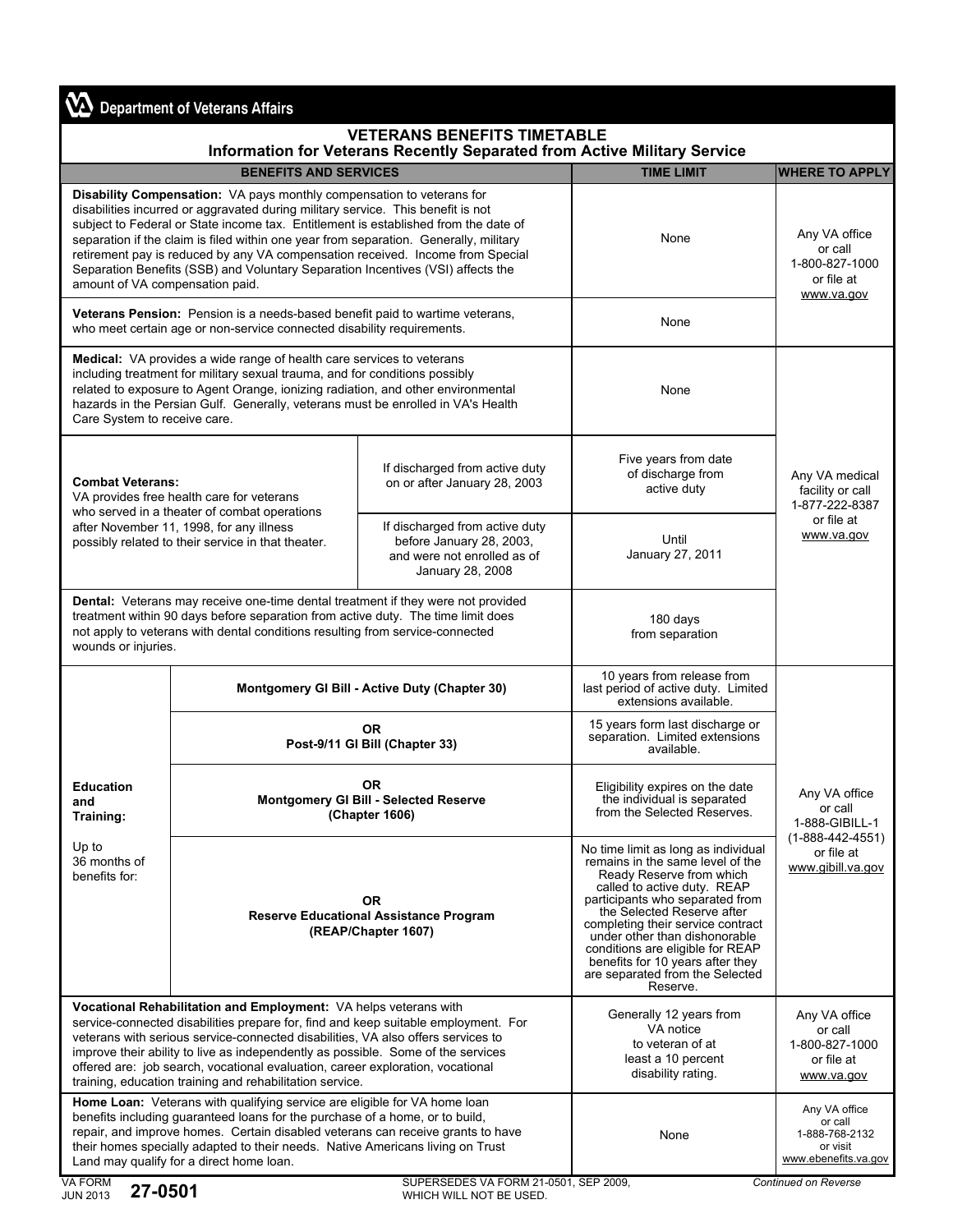Department of Veterans Affairs

# VETERANS BENEFITS TIMETABLE

## Information for Veterans Recently Separated from Active Military Service

| BENEFITS AND SERVICES | | TIME LIMIT | WHERE TO APPLY |
|---|---|---|---|
| **Disability Compensation:** VA pays monthly compensation to veterans for disabilities incurred or aggravated during military service. This benefit is not subject to Federal or State income tax. Entitlement is established from the date of separation if the claim is filed within one year from separation. Generally, military retirement pay is reduced by any VA compensation received. Income from Special Separation Benefits (SSB) and Voluntary Separation Incentives (VSI) affects the amount of VA compensation paid. | | None | Any VA office or call 1-800-827-1000 or file at www.va.gov |
| **Veterans Pension:** Pension is a needs-based benefit paid to wartime veterans, who meet certain age or non-service connected disability requirements. | | None | |
| **Medical:** VA provides a wide range of health care services to veterans including treatment for military sexual trauma, and for conditions possibly related to exposure to Agent Orange, ionizing radiation, and other environmental hazards in the Persian Gulf. Generally, veterans must be enrolled in VA's Health Care System to receive care. | | None | Any VA medical facility or call 1-877-222-8387 or file at www.va.gov |
| **Combat Veterans:** VA provides free health care for veterans who served in a theater of combat operations after November 11, 1998, for any illness possibly related to their service in that theater. | If discharged from active duty on or after January 28, 2003 | Five years from date of discharge from active duty | |
| | If discharged from active duty before January 28, 2003, and were not enrolled as of January 28, 2008 | Until January 27, 2011 | |
| **Dental:** Veterans may receive one-time dental treatment if they were not provided treatment within 90 days before separation from active duty. The time limit does not apply to veterans with dental conditions resulting from service-connected wounds or injuries. | | 180 days from separation | |
| **Education and Training:** Up to 36 months of benefits for: | Montgomery GI Bill - Active Duty (Chapter 30) | 10 years from release from last period of active duty. Limited extensions available. | Any VA office or call 1-888-GIBILL-1 (1-888-442-4551) or file at www.gibill.va.gov |
| | OR Post-9/11 GI Bill (Chapter 33) | 15 years form last discharge or separation. Limited extensions available. | |
| | OR Montgomery GI Bill - Selected Reserve (Chapter 1606) | Eligibility expires on the date the individual is separated from the Selected Reserves. | |
| | OR Reserve Educational Assistance Program (REAP/Chapter 1607) | No time limit as long as individual remains in the same level of the Ready Reserve from which called to active duty. REAP participants who separated from the Selected Reserve after completing their service contract under other than dishonorable conditions are eligible for REAP benefits for 10 years after they are separated from the Selected Reserve. | |
| **Vocational Rehabilitation and Employment:** VA helps veterans with service-connected disabilities prepare for, find and keep suitable employment. For veterans with serious service-connected disabilities, VA also offers services to improve their ability to live as independently as possible. Some of the services offered are: job search, vocational evaluation, career exploration, vocational training, education training and rehabilitation service. | | Generally 12 years from VA notice to veteran of at least a 10 percent disability rating. | Any VA office or call 1-800-827-1000 or file at www.va.gov |
| **Home Loan:** Veterans with qualifying service are eligible for VA home loan benefits including guaranteed loans for the purchase of a home, or to build, repair, and improve homes. Certain disabled veterans can receive grants to have their homes specially adapted to their needs. Native Americans living on Trust Land may qualify for a direct home loan. | | None | Any VA office or call 1-888-768-2132 or visit www.ebenefits.va.gov |

VA FORM JUN 2013 **27-0501** SUPERSEDES VA FORM 21-0501, SEP 2009, WHICH WILL NOT BE USED.

*Continued on Reverse*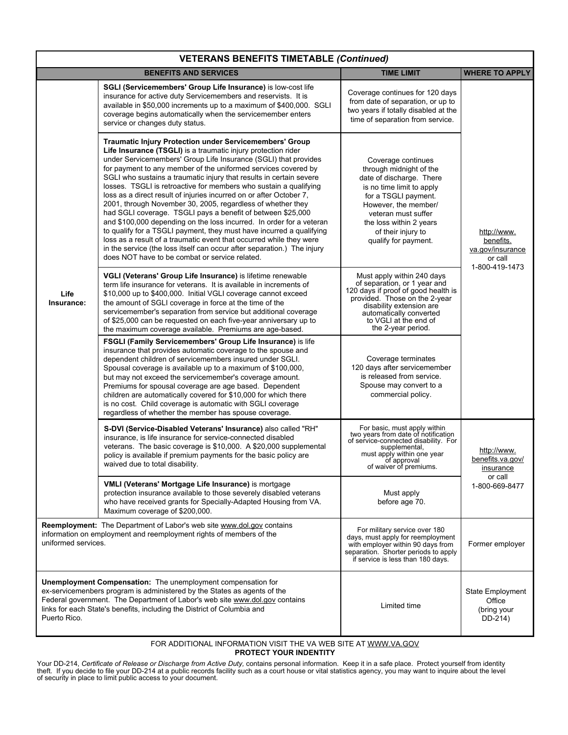| VETERANS BENEFITS TIMETABLE *(Continued)* | | | |
|---|---|---|---|
| **BENEFITS AND SERVICES** | | **TIME LIMIT** | **WHERE TO APPLY** |
| **Life Insurance:** | **SGLI (Servicemembers' Group Life Insurance)** is low-cost life insurance for active duty Servicemembers and reservists. It is available in $50,000 increments up to a maximum of $400,000. SGLI coverage begins automatically when the servicemember enters service or changes duty status. | Coverage continues for 120 days from date of separation, or up to two years if totally disabled at the time of separation from service. | http://www.benefits.va.gov/insurance or call 1-800-419-1473 |
| | **Traumatic Injury Protection under Servicemembers' Group Life Insurance (TSGLI)** is a traumatic injury protection rider under Servicemembers' Group Life Insurance (SGLI) that provides for payment to any member of the uniformed services covered by SGLI who sustains a traumatic injury that results in certain severe losses. TSGLI is retroactive for members who sustain a qualifying loss as a direct result of injuries incurred on or after October 7, 2001, through November 30, 2005, regardless of whether they had SGLI coverage. TSGLI pays a benefit of between $25,000 and $100,000 depending on the loss incurred. In order for a veteran to qualify for a TSGLI payment, they must have incurred a qualifying loss as a result of a traumatic event that occurred while they were in the service (the loss itself can occur after separation.) The injury does NOT have to be combat or service related. | Coverage continues through midnight of the date of discharge. There is no time limit to apply for a TSGLI payment. However, the member/ veteran must suffer the loss within 2 years of their injury to qualify for payment. | |
| | **VGLI (Veterans' Group Life Insurance)** is lifetime renewable term life insurance for veterans. It is available in increments of $10,000 up to $400,000. Initial VGLI coverage cannot exceed the amount of SGLI coverage in force at the time of the servicemember's separation from service but additional coverage of $25,000 can be requested on each five-year anniversary up to the maximum coverage available. Premiums are age-based. | Must apply within 240 days of separation, or 1 year and 120 days if proof of good health is provided. Those on the 2-year disability extension are automatically converted to VGLI at the end of the 2-year period. | |
| | **FSGLI (Family Servicemembers' Group Life Insurance)** is life insurance that provides automatic coverage to the spouse and dependent children of servicemembers insured under SGLI. Spousal coverage is available up to a maximum of $100,000, but may not exceed the servicemember's coverage amount. Premiums for spousal coverage are age based. Dependent children are automatically covered for $10,000 for which there is no cost. Child coverage is automatic with SGLI coverage regardless of whether the member has spouse coverage. | Coverage terminates 120 days after servicemember is released from service. Spouse may convert to a commercial policy. | |
| | **S-DVI (Service-Disabled Veterans' Insurance)** also called "RH" insurance, is life insurance for service-connected disabled veterans. The basic coverage is $10,000. A $20,000 supplemental policy is available if premium payments for the basic policy are waived due to total disability. | For basic, must apply within two years from date of notification of service-connected disability. For supplemental, must apply within one year of approval of waiver of premiums. | http://www.benefits.va.gov/insurance or call 1-800-669-8477 |
| | **VMLI (Veterans' Mortgage Life Insurance)** is mortgage protection insurance available to those severely disabled veterans who have received grants for Specially-Adapted Housing from VA. Maximum coverage of $200,000. | Must apply before age 70. | |
| **Reemployment:** The Department of Labor's web site www.dol.gov contains information on employment and reemployment rights of members of the uniformed services. | | For military service over 180 days, must apply for reemployment with employer within 90 days from separation. Shorter periods to apply if service is less than 180 days. | Former employer |
| **Unemployment Compensation:** The unemployment compensation for ex-servicemembers program is administered by the States as agents of the Federal government. The Department of Labor's web site www.dol.gov contains links for each State's benefits, including the District of Columbia and Puerto Rico. | | Limited time | State Employment Office (bring your DD-214) |

FOR ADDITIONAL INFORMATION VISIT THE VA WEB SITE AT WWW.VA.GOV

**PROTECT YOUR INDENTITY**

Your DD-214, *Certificate of Release or Discharge from Active Duty,* contains personal information. Keep it in a safe place. Protect yourself from identity theft. If you decide to file your DD-214 at a public records facility such as a court house or vital statistics agency, you may want to inquire about the level of security in place to limit public access to your document.